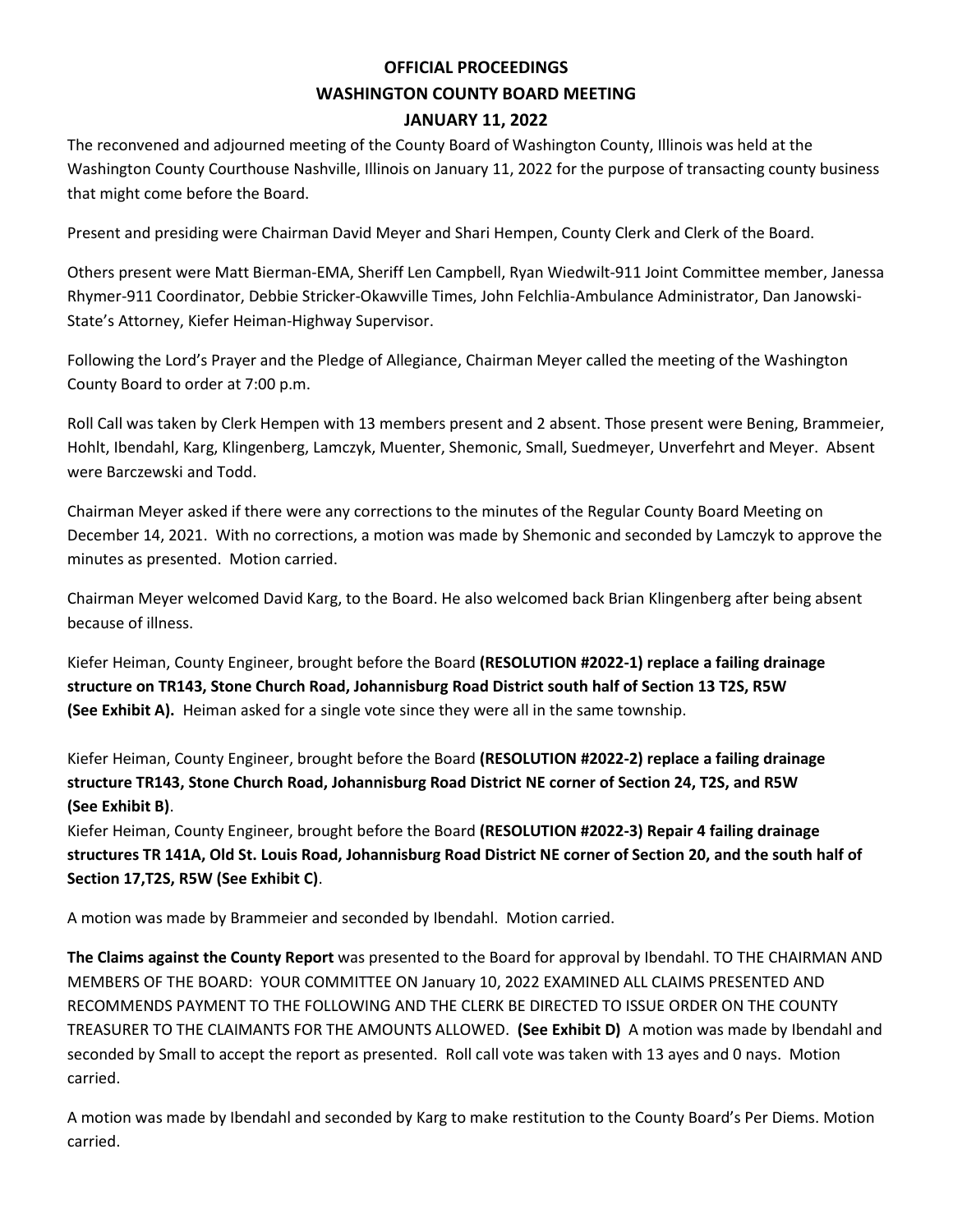# OFFICIAL PROCEEDINGS
# WASHINGTON COUNTY BOARD MEETING
# JANUARY 11, 2022

The reconvened and adjourned meeting of the County Board of Washington County, Illinois was held at the Washington County Courthouse Nashville, Illinois on January 11, 2022 for the purpose of transacting county business that might come before the Board.

Present and presiding were Chairman David Meyer and Shari Hempen, County Clerk and Clerk of the Board.

Others present were Matt Bierman-EMA, Sheriff Len Campbell, Ryan Wiedwilt-911 Joint Committee member, Janessa Rhymer-911 Coordinator, Debbie Stricker-Okawville Times, John Felchlia-Ambulance Administrator, Dan Janowski-State's Attorney, Kiefer Heiman-Highway Supervisor.

Following the Lord's Prayer and the Pledge of Allegiance, Chairman Meyer called the meeting of the Washington County Board to order at 7:00 p.m.

Roll Call was taken by Clerk Hempen with 13 members present and 2 absent. Those present were Bening, Brammeier, Hohlt, Ibendahl, Karg, Klingenberg, Lamczyk, Muenter, Shemonic, Small, Suedmeyer, Unverfehrt and Meyer. Absent were Barczewski and Todd.

Chairman Meyer asked if there were any corrections to the minutes of the Regular County Board Meeting on December 14, 2021. With no corrections, a motion was made by Shemonic and seconded by Lamczyk to approve the minutes as presented. Motion carried.

Chairman Meyer welcomed David Karg, to the Board. He also welcomed back Brian Klingenberg after being absent because of illness.

Kiefer Heiman, County Engineer, brought before the Board **(RESOLUTION #2022-1) replace a failing drainage structure on TR143, Stone Church Road, Johannisburg Road District south half of Section 13 T2S, R5W (See Exhibit A).** Heiman asked for a single vote since they were all in the same township.

Kiefer Heiman, County Engineer, brought before the Board **(RESOLUTION #2022-2) replace a failing drainage structure TR143, Stone Church Road, Johannisburg Road District NE corner of Section 24, T2S, and R5W (See Exhibit B)**.

Kiefer Heiman, County Engineer, brought before the Board **(RESOLUTION #2022-3) Repair 4 failing drainage structures TR 141A, Old St. Louis Road, Johannisburg Road District NE corner of Section 20, and the south half of Section 17,T2S, R5W (See Exhibit C)**.

A motion was made by Brammeier and seconded by Ibendahl. Motion carried.

**The Claims against the County Report** was presented to the Board for approval by Ibendahl. TO THE CHAIRMAN AND MEMBERS OF THE BOARD: YOUR COMMITTEE ON January 10, 2022 EXAMINED ALL CLAIMS PRESENTED AND RECOMMENDS PAYMENT TO THE FOLLOWING AND THE CLERK BE DIRECTED TO ISSUE ORDER ON THE COUNTY TREASURER TO THE CLAIMANTS FOR THE AMOUNTS ALLOWED. **(See Exhibit D)** A motion was made by Ibendahl and seconded by Small to accept the report as presented. Roll call vote was taken with 13 ayes and 0 nays. Motion carried.

A motion was made by Ibendahl and seconded by Karg to make restitution to the County Board's Per Diems. Motion carried.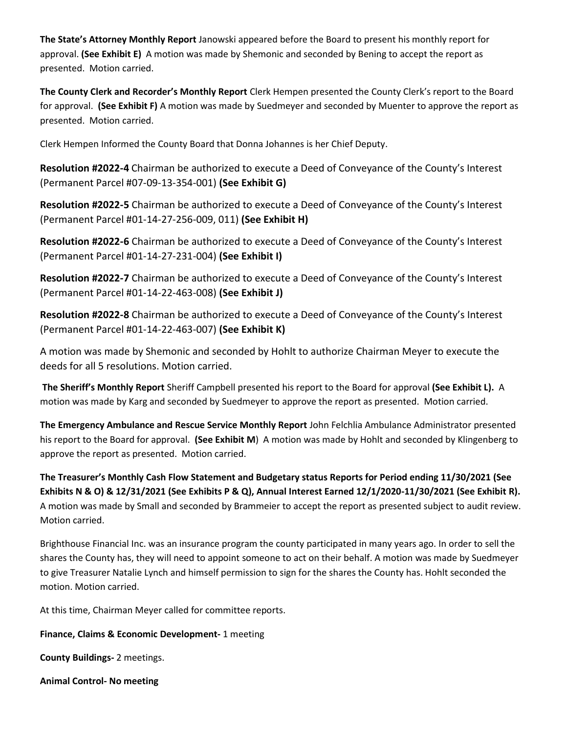**The State's Attorney Monthly Report** Janowski appeared before the Board to present his monthly report for approval. **(See Exhibit E)** A motion was made by Shemonic and seconded by Bening to accept the report as presented. Motion carried.

**The County Clerk and Recorder's Monthly Report** Clerk Hempen presented the County Clerk's report to the Board for approval. **(See Exhibit F)** A motion was made by Suedmeyer and seconded by Muenter to approve the report as presented. Motion carried.

Clerk Hempen Informed the County Board that Donna Johannes is her Chief Deputy.

**Resolution #2022-4** Chairman be authorized to execute a Deed of Conveyance of the County's Interest (Permanent Parcel #07-09-13-354-001) **(See Exhibit G)**

**Resolution #2022-5** Chairman be authorized to execute a Deed of Conveyance of the County's Interest (Permanent Parcel #01-14-27-256-009, 011) **(See Exhibit H)**

**Resolution #2022-6** Chairman be authorized to execute a Deed of Conveyance of the County's Interest (Permanent Parcel #01-14-27-231-004) **(See Exhibit I)**

**Resolution #2022-7** Chairman be authorized to execute a Deed of Conveyance of the County's Interest (Permanent Parcel #01-14-22-463-008) **(See Exhibit J)**

**Resolution #2022-8** Chairman be authorized to execute a Deed of Conveyance of the County's Interest (Permanent Parcel #01-14-22-463-007) **(See Exhibit K)**

A motion was made by Shemonic and seconded by Hohlt to authorize Chairman Meyer to execute the deeds for all 5 resolutions. Motion carried.

**The Sheriff's Monthly Report** Sheriff Campbell presented his report to the Board for approval **(See Exhibit L).** A motion was made by Karg and seconded by Suedmeyer to approve the report as presented. Motion carried.

**The Emergency Ambulance and Rescue Service Monthly Report** John Felchlia Ambulance Administrator presented his report to the Board for approval. **(See Exhibit M)** A motion was made by Hohlt and seconded by Klingenberg to approve the report as presented. Motion carried.

**The Treasurer's Monthly Cash Flow Statement and Budgetary status Reports for Period ending 11/30/2021 (See Exhibits N & O) & 12/31/2021 (See Exhibits P & Q), Annual Interest Earned 12/1/2020-11/30/2021 (See Exhibit R).** A motion was made by Small and seconded by Brammeier to accept the report as presented subject to audit review. Motion carried.

Brighthouse Financial Inc. was an insurance program the county participated in many years ago. In order to sell the shares the County has, they will need to appoint someone to act on their behalf. A motion was made by Suedmeyer to give Treasurer Natalie Lynch and himself permission to sign for the shares the County has. Hohlt seconded the motion. Motion carried.

At this time, Chairman Meyer called for committee reports.

**Finance, Claims & Economic Development-** 1 meeting

**County Buildings-** 2 meetings.

**Animal Control- No meeting**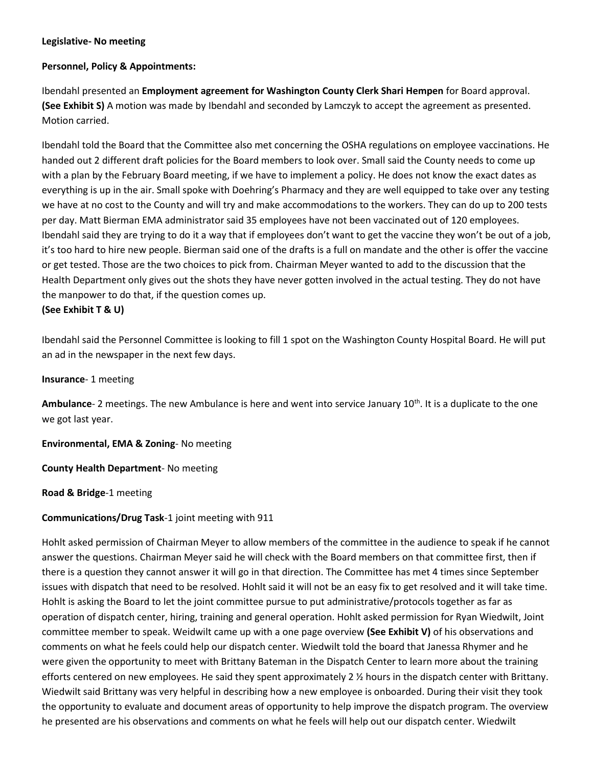**Legislative- No meeting**

**Personnel, Policy & Appointments:**

Ibendahl presented an **Employment agreement for Washington County Clerk Shari Hempen** for Board approval. **(See Exhibit S)** A motion was made by Ibendahl and seconded by Lamczyk to accept the agreement as presented. Motion carried.

Ibendahl told the Board that the Committee also met concerning the OSHA regulations on employee vaccinations. He handed out 2 different draft policies for the Board members to look over. Small said the County needs to come up with a plan by the February Board meeting, if we have to implement a policy. He does not know the exact dates as everything is up in the air. Small spoke with Doehring's Pharmacy and they are well equipped to take over any testing we have at no cost to the County and will try and make accommodations to the workers. They can do up to 200 tests per day. Matt Bierman EMA administrator said 35 employees have not been vaccinated out of 120 employees. Ibendahl said they are trying to do it a way that if employees don't want to get the vaccine they won't be out of a job, it's too hard to hire new people. Bierman said one of the drafts is a full on mandate and the other is offer the vaccine or get tested. Those are the two choices to pick from. Chairman Meyer wanted to add to the discussion that the Health Department only gives out the shots they have never gotten involved in the actual testing. They do not have the manpower to do that, if the question comes up.
**(See Exhibit T & U)**

Ibendahl said the Personnel Committee is looking to fill 1 spot on the Washington County Hospital Board. He will put an ad in the newspaper in the next few days.

**Insurance**- 1 meeting

**Ambulance**- 2 meetings. The new Ambulance is here and went into service January 10th. It is a duplicate to the one we got last year.

**Environmental, EMA & Zoning**- No meeting

**County Health Department**- No meeting

**Road & Bridge**-1 meeting

**Communications/Drug Task**-1 joint meeting with 911

Hohlt asked permission of Chairman Meyer to allow members of the committee in the audience to speak if he cannot answer the questions. Chairman Meyer said he will check with the Board members on that committee first, then if there is a question they cannot answer it will go in that direction. The Committee has met 4 times since September issues with dispatch that need to be resolved. Hohlt said it will not be an easy fix to get resolved and it will take time. Hohlt is asking the Board to let the joint committee pursue to put administrative/protocols together as far as operation of dispatch center, hiring, training and general operation. Hohlt asked permission for Ryan Wiedwilt, Joint committee member to speak. Weidwilt came up with a one page overview **(See Exhibit V)** of his observations and comments on what he feels could help our dispatch center. Wiedwilt told the board that Janessa Rhymer and he were given the opportunity to meet with Brittany Bateman in the Dispatch Center to learn more about the training efforts centered on new employees. He said they spent approximately 2 ½ hours in the dispatch center with Brittany. Wiedwilt said Brittany was very helpful in describing how a new employee is onboarded. During their visit they took the opportunity to evaluate and document areas of opportunity to help improve the dispatch program. The overview he presented are his observations and comments on what he feels will help out our dispatch center. Wiedwilt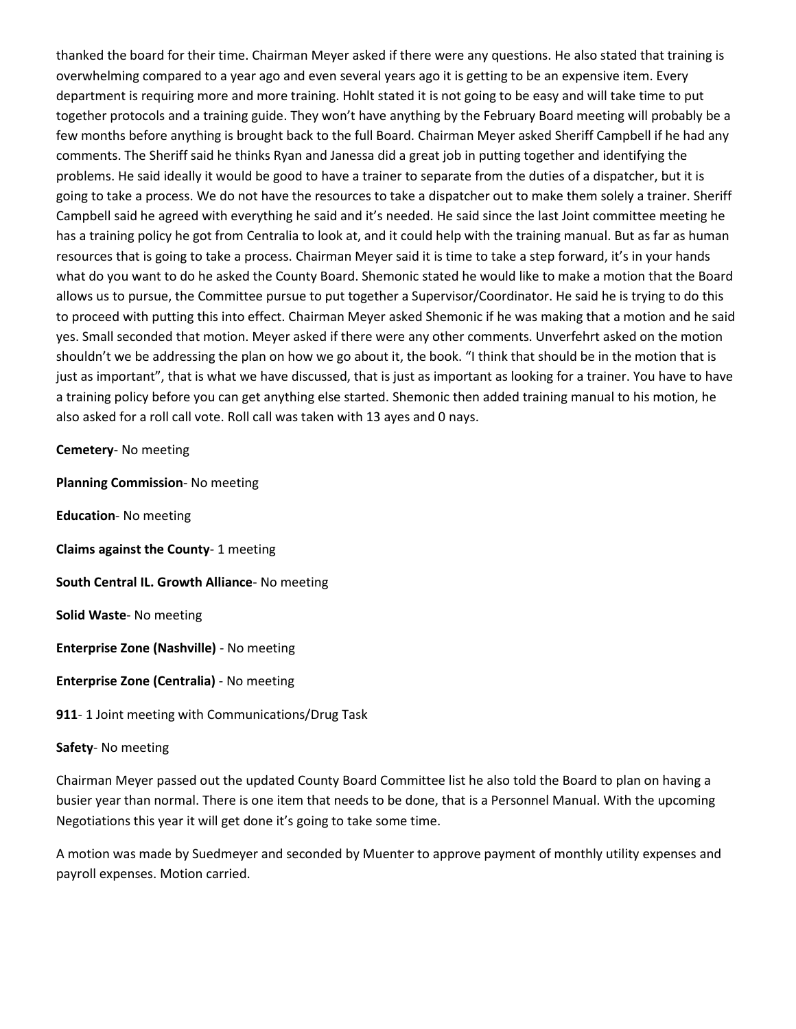thanked the board for their time. Chairman Meyer asked if there were any questions. He also stated that training is overwhelming compared to a year ago and even several years ago it is getting to be an expensive item. Every department is requiring more and more training. Hohlt stated it is not going to be easy and will take time to put together protocols and a training guide. They won't have anything by the February Board meeting will probably be a few months before anything is brought back to the full Board. Chairman Meyer asked Sheriff Campbell if he had any comments. The Sheriff said he thinks Ryan and Janessa did a great job in putting together and identifying the problems. He said ideally it would be good to have a trainer to separate from the duties of a dispatcher, but it is going to take a process. We do not have the resources to take a dispatcher out to make them solely a trainer. Sheriff Campbell said he agreed with everything he said and it's needed. He said since the last Joint committee meeting he has a training policy he got from Centralia to look at, and it could help with the training manual. But as far as human resources that is going to take a process. Chairman Meyer said it is time to take a step forward, it's in your hands what do you want to do he asked the County Board. Shemonic stated he would like to make a motion that the Board allows us to pursue, the Committee pursue to put together a Supervisor/Coordinator. He said he is trying to do this to proceed with putting this into effect. Chairman Meyer asked Shemonic if he was making that a motion and he said yes. Small seconded that motion. Meyer asked if there were any other comments. Unverfehrt asked on the motion shouldn't we be addressing the plan on how we go about it, the book. "I think that should be in the motion that is just as important", that is what we have discussed, that is just as important as looking for a trainer. You have to have a training policy before you can get anything else started. Shemonic then added training manual to his motion, he also asked for a roll call vote. Roll call was taken with 13 ayes and 0 nays.

**Cemetery**- No meeting

**Planning Commission**- No meeting

**Education**- No meeting

**Claims against the County**- 1 meeting

**South Central IL. Growth Alliance**- No meeting

**Solid Waste**- No meeting

**Enterprise Zone (Nashville)** - No meeting

**Enterprise Zone (Centralia)** - No meeting

**911**- 1 Joint meeting with Communications/Drug Task

**Safety**- No meeting

Chairman Meyer passed out the updated County Board Committee list he also told the Board to plan on having a busier year than normal. There is one item that needs to be done, that is a Personnel Manual. With the upcoming Negotiations this year it will get done it's going to take some time.

A motion was made by Suedmeyer and seconded by Muenter to approve payment of monthly utility expenses and payroll expenses. Motion carried.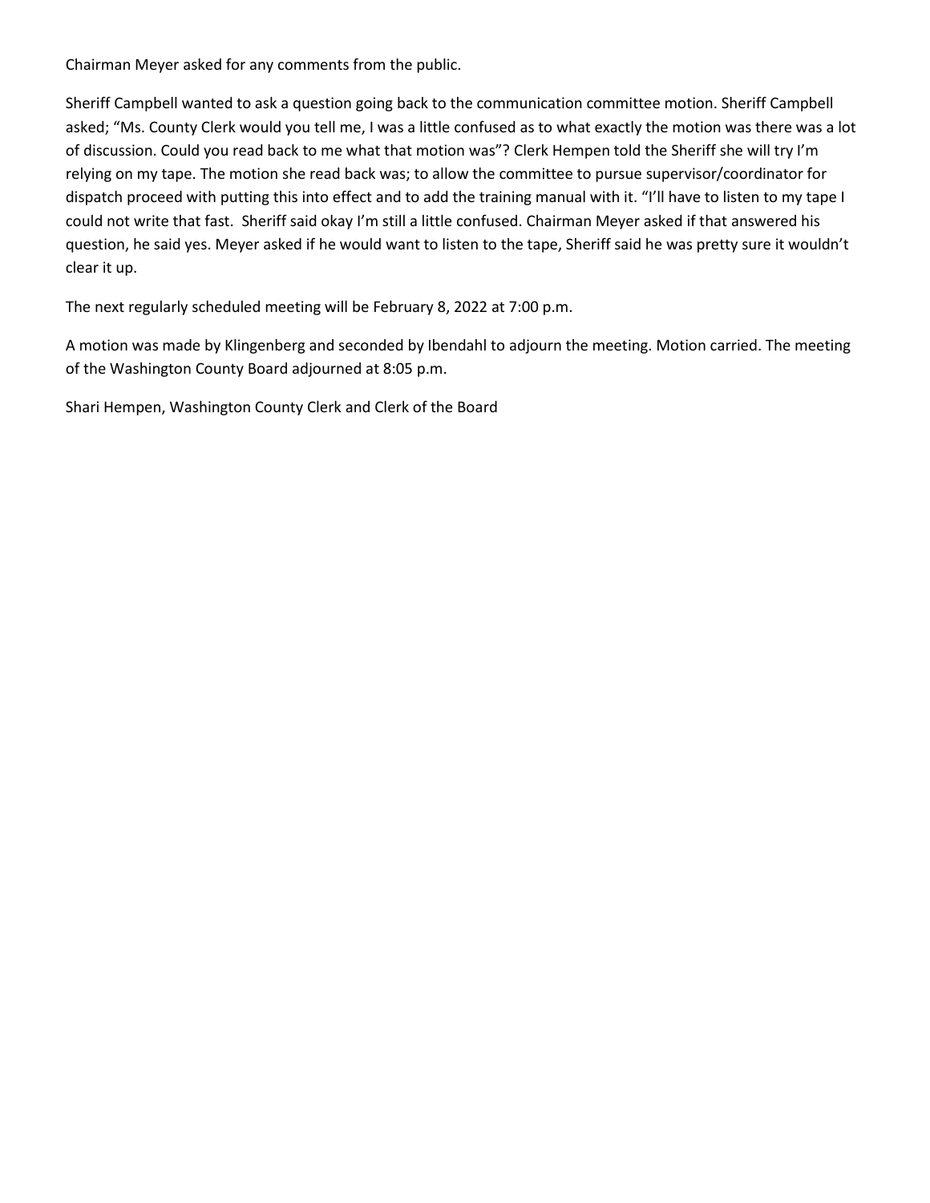Chairman Meyer asked for any comments from the public.

Sheriff Campbell wanted to ask a question going back to the communication committee motion. Sheriff Campbell asked; "Ms. County Clerk would you tell me, I was a little confused as to what exactly the motion was there was a lot of discussion. Could you read back to me what that motion was"? Clerk Hempen told the Sheriff she will try I'm relying on my tape. The motion she read back was; to allow the committee to pursue supervisor/coordinator for dispatch proceed with putting this into effect and to add the training manual with it. "I'll have to listen to my tape I could not write that fast. Sheriff said okay I'm still a little confused. Chairman Meyer asked if that answered his question, he said yes. Meyer asked if he would want to listen to the tape, Sheriff said he was pretty sure it wouldn't clear it up.

The next regularly scheduled meeting will be February 8, 2022 at 7:00 p.m.

A motion was made by Klingenberg and seconded by Ibendahl to adjourn the meeting. Motion carried. The meeting of the Washington County Board adjourned at 8:05 p.m.

Shari Hempen, Washington County Clerk and Clerk of the Board